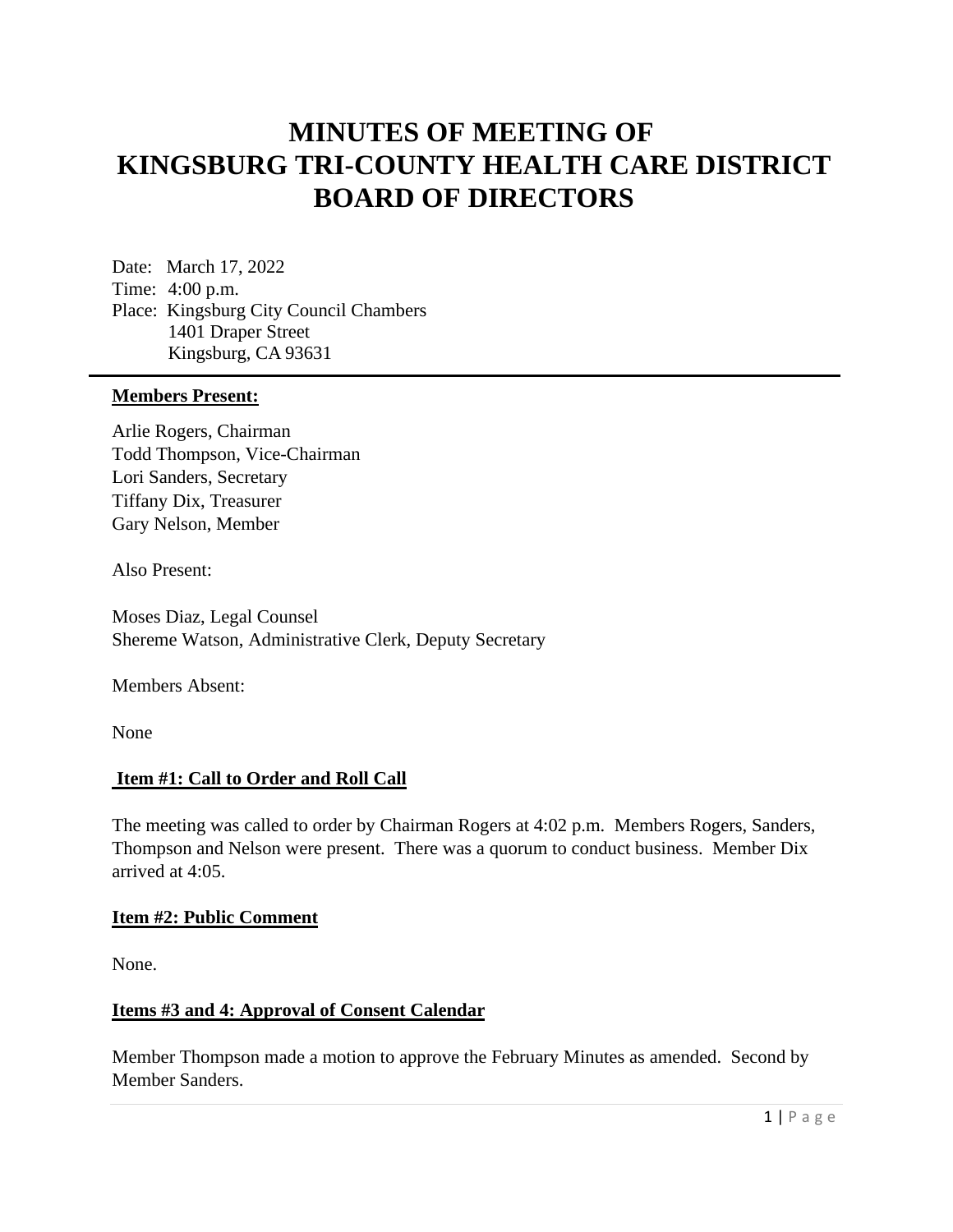# MINUTES OF MEETING OF KINGSBURG TRI-COUNTY HEALTH CARE DISTRICT BOARD OF DIRECTORS

Date: March 17, 2022
Time: 4:00 p.m.
Place: Kingsburg City Council Chambers
1401 Draper Street
Kingsburg, CA 93631

---

**Members Present:**

Arlie Rogers, Chairman
Todd Thompson, Vice-Chairman
Lori Sanders, Secretary
Tiffany Dix, Treasurer
Gary Nelson, Member

Also Present:

Moses Diaz, Legal Counsel
Shereme Watson, Administrative Clerk, Deputy Secretary

Members Absent:

None

**Item #1: Call to Order and Roll Call**

The meeting was called to order by Chairman Rogers at 4:02 p.m. Members Rogers, Sanders, Thompson and Nelson were present. There was a quorum to conduct business. Member Dix arrived at 4:05.

**Item #2: Public Comment**

None.

**Items #3 and 4: Approval of Consent Calendar**

Member Thompson made a motion to approve the February Minutes as amended. Second by Member Sanders.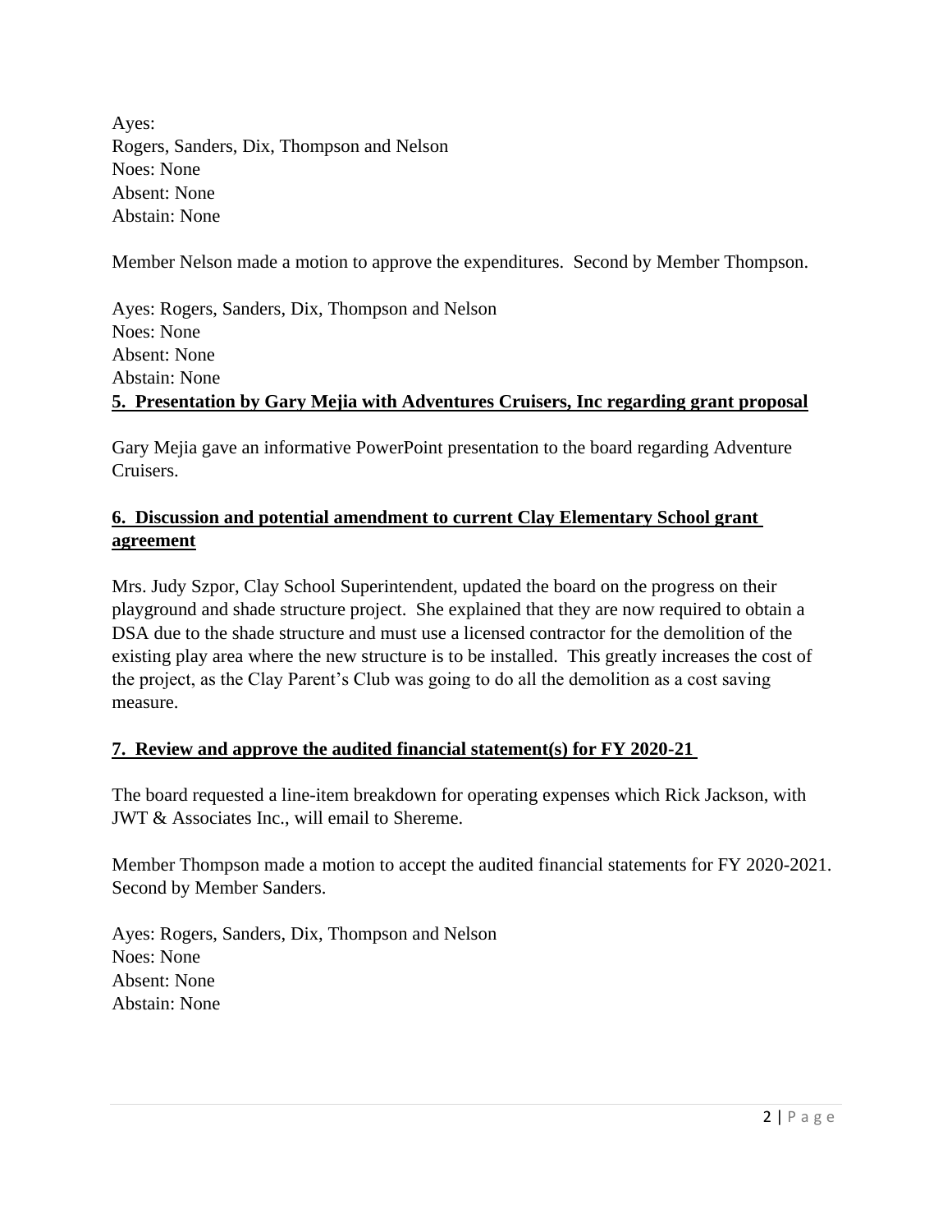Ayes:
Rogers, Sanders, Dix, Thompson and Nelson
Noes: None
Absent: None
Abstain: None

Member Nelson made a motion to approve the expenditures. Second by Member Thompson.

Ayes: Rogers, Sanders, Dix, Thompson and Nelson
Noes: None
Absent: None
Abstain: None

**5. Presentation by Gary Mejia with Adventures Cruisers, Inc regarding grant proposal**

Gary Mejia gave an informative PowerPoint presentation to the board regarding Adventure Cruisers.

**6. Discussion and potential amendment to current Clay Elementary School grant agreement**

Mrs. Judy Szpor, Clay School Superintendent, updated the board on the progress on their playground and shade structure project. She explained that they are now required to obtain a DSA due to the shade structure and must use a licensed contractor for the demolition of the existing play area where the new structure is to be installed. This greatly increases the cost of the project, as the Clay Parent's Club was going to do all the demolition as a cost saving measure.

**7. Review and approve the audited financial statement(s) for FY 2020-21**

The board requested a line-item breakdown for operating expenses which Rick Jackson, with JWT & Associates Inc., will email to Shereme.

Member Thompson made a motion to accept the audited financial statements for FY 2020-2021. Second by Member Sanders.

Ayes: Rogers, Sanders, Dix, Thompson and Nelson
Noes: None
Absent: None
Abstain: None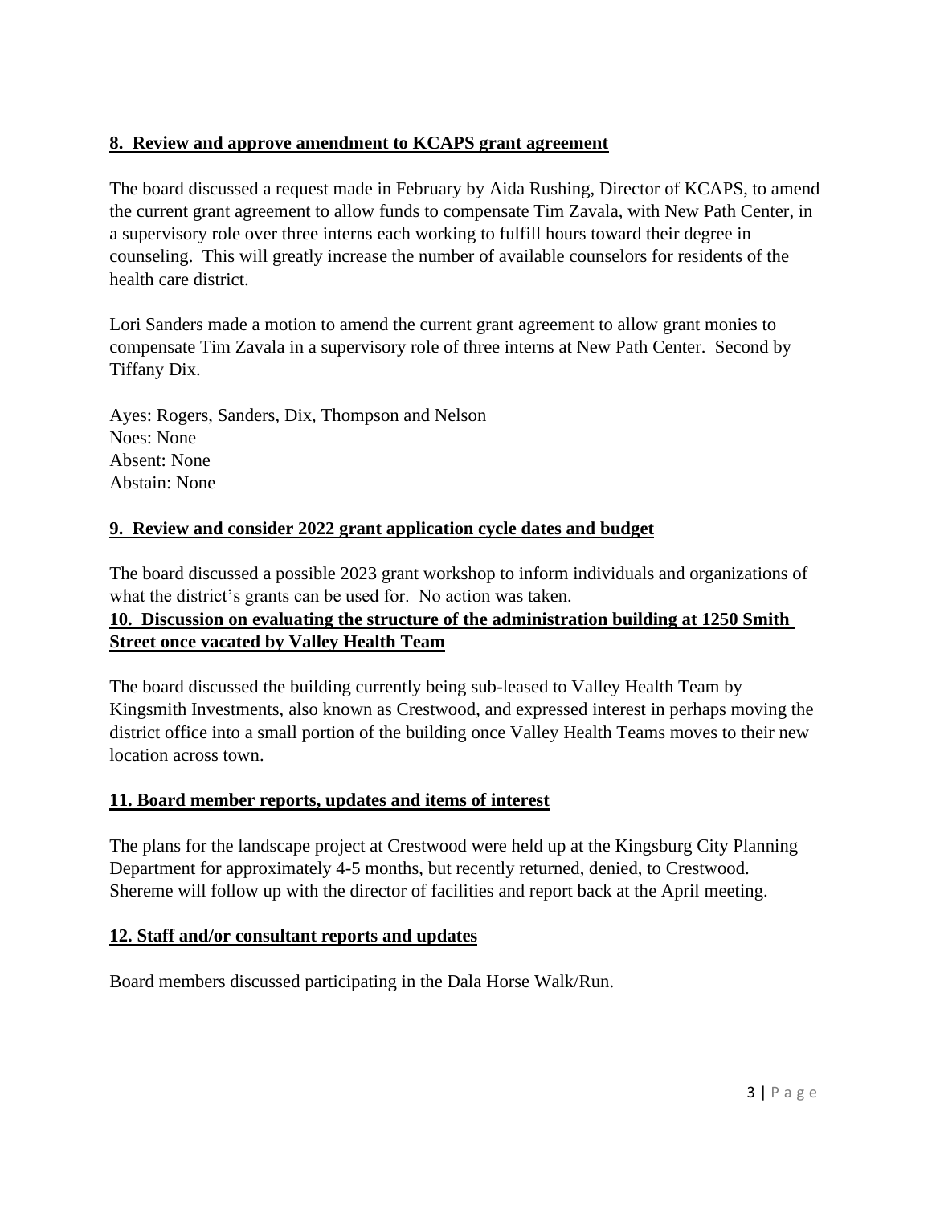**8. Review and approve amendment to KCAPS grant agreement**

The board discussed a request made in February by Aida Rushing, Director of KCAPS, to amend the current grant agreement to allow funds to compensate Tim Zavala, with New Path Center, in a supervisory role over three interns each working to fulfill hours toward their degree in counseling. This will greatly increase the number of available counselors for residents of the health care district.

Lori Sanders made a motion to amend the current grant agreement to allow grant monies to compensate Tim Zavala in a supervisory role of three interns at New Path Center. Second by Tiffany Dix.

Ayes: Rogers, Sanders, Dix, Thompson and Nelson
Noes: None
Absent: None
Abstain: None

**9. Review and consider 2022 grant application cycle dates and budget**

The board discussed a possible 2023 grant workshop to inform individuals and organizations of what the district's grants can be used for. No action was taken.

**10. Discussion on evaluating the structure of the administration building at 1250 Smith Street once vacated by Valley Health Team**

The board discussed the building currently being sub-leased to Valley Health Team by Kingsmith Investments, also known as Crestwood, and expressed interest in perhaps moving the district office into a small portion of the building once Valley Health Teams moves to their new location across town.

**11. Board member reports, updates and items of interest**

The plans for the landscape project at Crestwood were held up at the Kingsburg City Planning Department for approximately 4-5 months, but recently returned, denied, to Crestwood. Shereme will follow up with the director of facilities and report back at the April meeting.

**12. Staff and/or consultant reports and updates**

Board members discussed participating in the Dala Horse Walk/Run.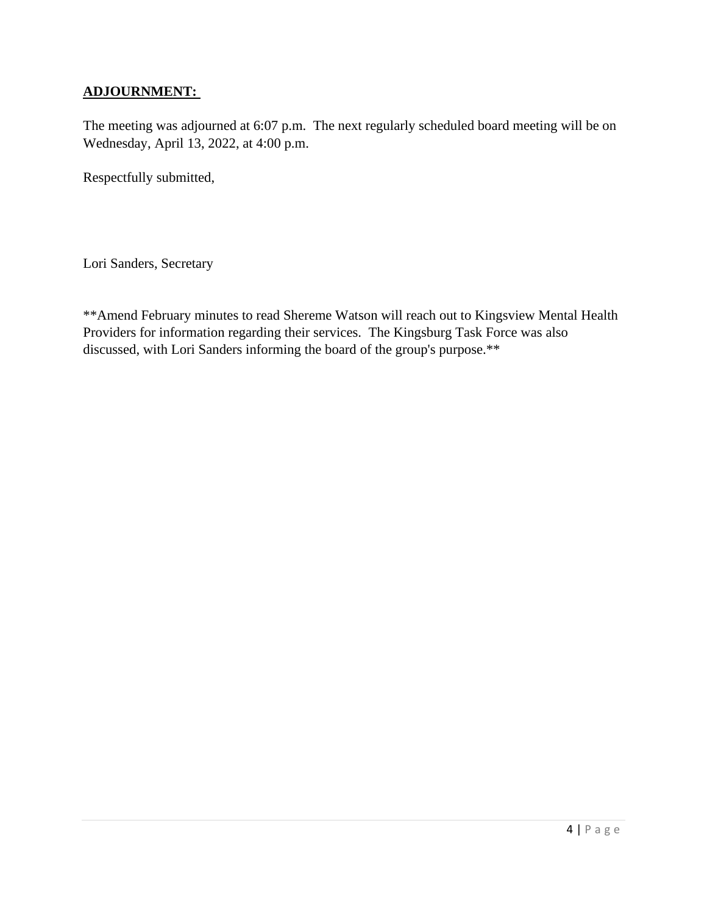**ADJOURNMENT:**

The meeting was adjourned at 6:07 p.m. The next regularly scheduled board meeting will be on Wednesday, April 13, 2022, at 4:00 p.m.

Respectfully submitted,

Lori Sanders, Secretary

**Amend February minutes to read Shereme Watson will reach out to Kingsview Mental Health Providers for information regarding their services. The Kingsburg Task Force was also discussed, with Lori Sanders informing the board of the group's purpose.**